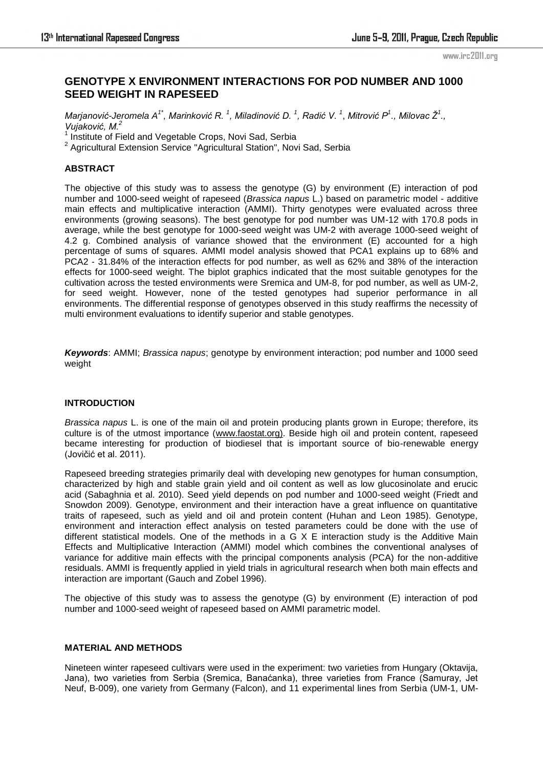# GENOTYPE X ENVIRONMENT INTERACTIONS FOR POD NUMBER AND 1000 SEED WEIGHT IN RAPESEED

*Marjanović-Jeromela A[1*], Marinković R. [1], Miladinović D. [1], Radić V. [1], Mitrović P[1]., Milovac Ž[1]., Vujaković, M.[2]*

[1] Institute of Field and Vegetable Crops, Novi Sad, Serbia

[2] Agricultural Extension Service "Agricultural Station", Novi Sad, Serbia

## ABSTRACT

The objective of this study was to assess the genotype (G) by environment (E) interaction of pod number and 1000-seed weight of rapeseed (*Brassica napus* L.) based on parametric model - additive main effects and multiplicative interaction (AMMI). Thirty genotypes were evaluated across three environments (growing seasons). The best genotype for pod number was UM-12 with 170.8 pods in average, while the best genotype for 1000-seed weight was UM-2 with average 1000-seed weight of 4.2 g. Combined analysis of variance showed that the environment (E) accounted for a high percentage of sums of squares. AMMI model analysis showed that PCA1 explains up to 68% and PCA2 - 31.84% of the interaction effects for pod number, as well as 62% and 38% of the interaction effects for 1000-seed weight. The biplot graphics indicated that the most suitable genotypes for the cultivation across the tested environments were Sremica and UM-8, for pod number, as well as UM-2, for seed weight. However, none of the tested genotypes had superior performance in all environments. The differential response of genotypes observed in this study reaffirms the necessity of multi environment evaluations to identify superior and stable genotypes.

***Keywords***: AMMI; *Brassica napus*; genotype by environment interaction; pod number and 1000 seed weight

## INTRODUCTION

*Brassica napus* L. is one of the main oil and protein producing plants grown in Europe; therefore, its culture is of the utmost importance (www.faostat.org). Beside high oil and protein content, rapeseed became interesting for production of biodiesel that is important source of bio-renewable energy (Jovičić et al. 2011).

Rapeseed breeding strategies primarily deal with developing new genotypes for human consumption, characterized by high and stable grain yield and oil content as well as low glucosinolate and erucic acid (Sabaghnia et al. 2010). Seed yield depends on pod number and 1000-seed weight (Friedt and Snowdon 2009). Genotype, environment and their interaction have a great influence on quantitative traits of rapeseed, such as yield and oil and protein content (Huhan and Leon 1985). Genotype, environment and interaction effect analysis on tested parameters could be done with the use of different statistical models. One of the methods in a G X E interaction study is the Additive Main Effects and Multiplicative Interaction (AMMI) model which combines the conventional analyses of variance for additive main effects with the principal components analysis (PCA) for the non-additive residuals. AMMI is frequently applied in yield trials in agricultural research when both main effects and interaction are important (Gauch and Zobel 1996).

The objective of this study was to assess the genotype (G) by environment (E) interaction of pod number and 1000-seed weight of rapeseed based on AMMI parametric model.

## MATERIAL AND METHODS

Nineteen winter rapeseed cultivars were used in the experiment: two varieties from Hungary (Oktavija, Jana), two varieties from Serbia (Sremica, Banaćanka), three varieties from France (Samuray, Jet Neuf, B-009), one variety from Germany (Falcon), and 11 experimental lines from Serbia (UM-1, UM-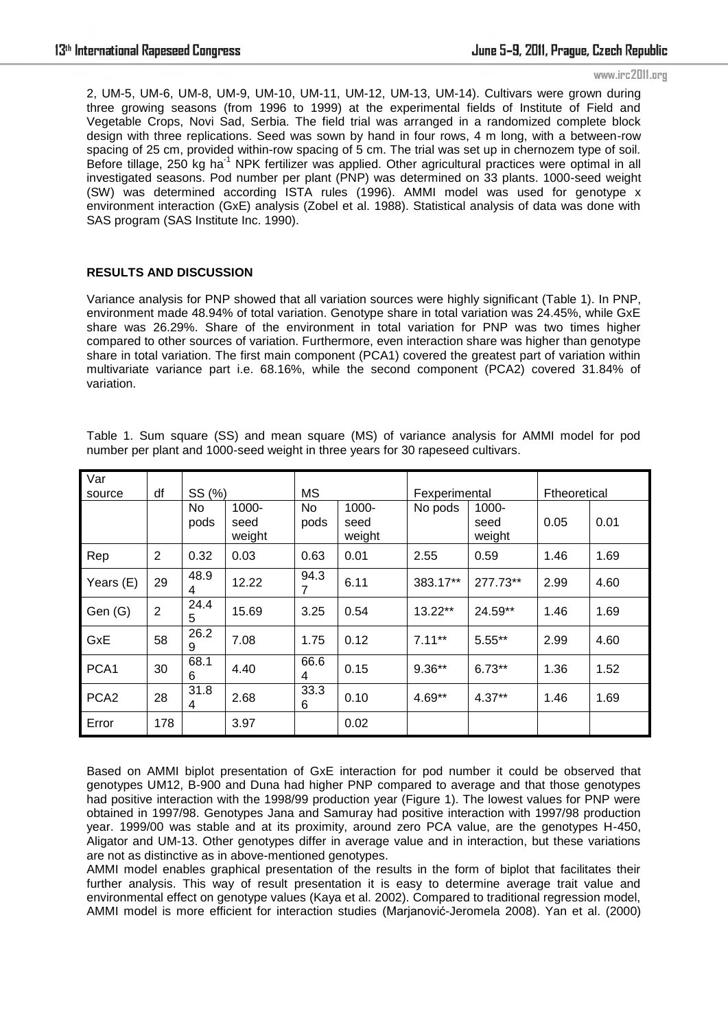2, UM-5, UM-6, UM-8, UM-9, UM-10, UM-11, UM-12, UM-13, UM-14). Cultivars were grown during three growing seasons (from 1996 to 1999) at the experimental fields of Institute of Field and Vegetable Crops, Novi Sad, Serbia. The field trial was arranged in a randomized complete block design with three replications. Seed was sown by hand in four rows, 4 m long, with a between-row spacing of 25 cm, provided within-row spacing of 5 cm. The trial was set up in chernozem type of soil. Before tillage, 250 kg ha$^{-1}$ NPK fertilizer was applied. Other agricultural practices were optimal in all investigated seasons. Pod number per plant (PNP) was determined on 33 plants. 1000-seed weight (SW) was determined according ISTA rules (1996). AMMI model was used for genotype x environment interaction (GxE) analysis (Zobel et al. 1988). Statistical analysis of data was done with SAS program (SAS Institute Inc. 1990).

**RESULTS AND DISCUSSION**

Variance analysis for PNP showed that all variation sources were highly significant (Table 1). In PNP, environment made 48.94% of total variation. Genotype share in total variation was 24.45%, while GxE share was 26.29%. Share of the environment in total variation for PNP was two times higher compared to other sources of variation. Furthermore, even interaction share was higher than genotype share in total variation. The first main component (PCA1) covered the greatest part of variation within multivariate variance part i.e. 68.16%, while the second component (PCA2) covered 31.84% of variation.

Table 1. Sum square (SS) and mean square (MS) of variance analysis for AMMI model for pod number per plant and 1000-seed weight in three years for 30 rapeseed cultivars.

| Var source | df | SS (%) | | MS | | Fexperimental | | Ftheoretical | |
|---|---|---|---|---|---|---|---|---|---|
| | | No pods | 1000-seed weight | No pods | 1000-seed weight | No pods | 1000-seed weight | 0.05 | 0.01 |
| Rep | 2 | 0.32 | 0.03 | 0.63 | 0.01 | 2.55 | 0.59 | 1.46 | 1.69 |
| Years (E) | 29 | 48.94 | 12.22 | 94.37 | 6.11 | 383.17** | 277.73** | 2.99 | 4.60 |
| Gen (G) | 2 | 24.45 | 15.69 | 3.25 | 0.54 | 13.22** | 24.59** | 1.46 | 1.69 |
| GxE | 58 | 26.29 | 7.08 | 1.75 | 0.12 | 7.11** | 5.55** | 2.99 | 4.60 |
| PCA1 | 30 | 68.16 | 4.40 | 66.64 | 0.15 | 9.36** | 6.73** | 1.36 | 1.52 |
| PCA2 | 28 | 31.84 | 2.68 | 33.36 | 0.10 | 4.69** | 4.37** | 1.46 | 1.69 |
| Error | 178 | | 3.97 | | 0.02 | | | | |

Based on AMMI biplot presentation of GxE interaction for pod number it could be observed that genotypes UM12, B-900 and Duna had higher PNP compared to average and that those genotypes had positive interaction with the 1998/99 production year (Figure 1). The lowest values for PNP were obtained in 1997/98. Genotypes Jana and Samuray had positive interaction with 1997/98 production year. 1999/00 was stable and at its proximity, around zero PCA value, are the genotypes H-450, Aligator and UM-13. Other genotypes differ in average value and in interaction, but these variations are not as distinctive as in above-mentioned genotypes.

AMMI model enables graphical presentation of the results in the form of biplot that facilitates their further analysis. This way of result presentation it is easy to determine average trait value and environmental effect on genotype values (Kaya et al. 2002). Compared to traditional regression model, AMMI model is more efficient for interaction studies (Marjanović-Jeromela 2008). Yan et al. (2000)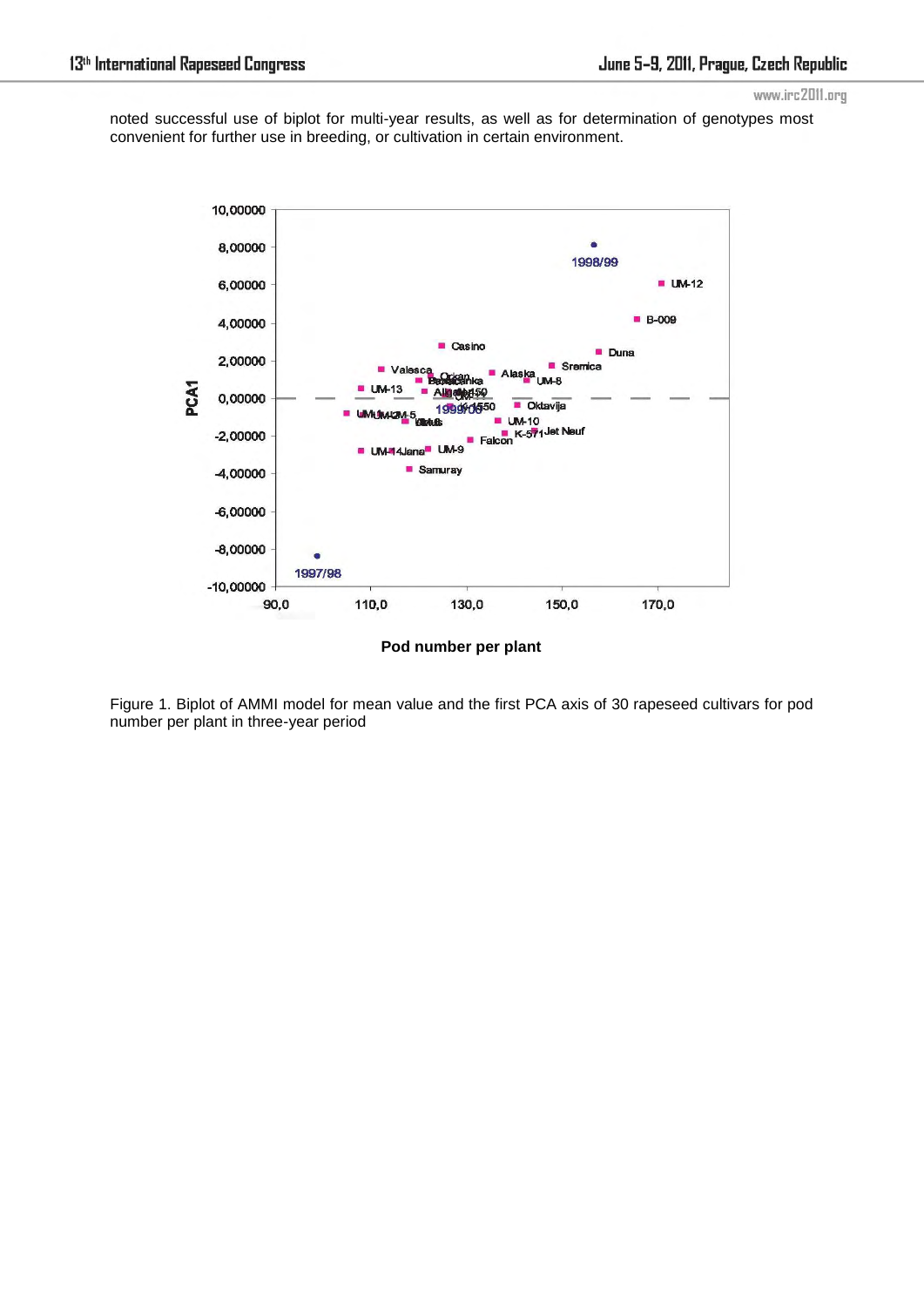noted successful use of biplot for multi-year results, as well as for determination of genotypes most convenient for further use in breeding, or cultivation in certain environment.

Figure 1. Biplot of AMMI model for mean value and the first PCA axis of 30 rapeseed cultivars for pod number per plant in three-year period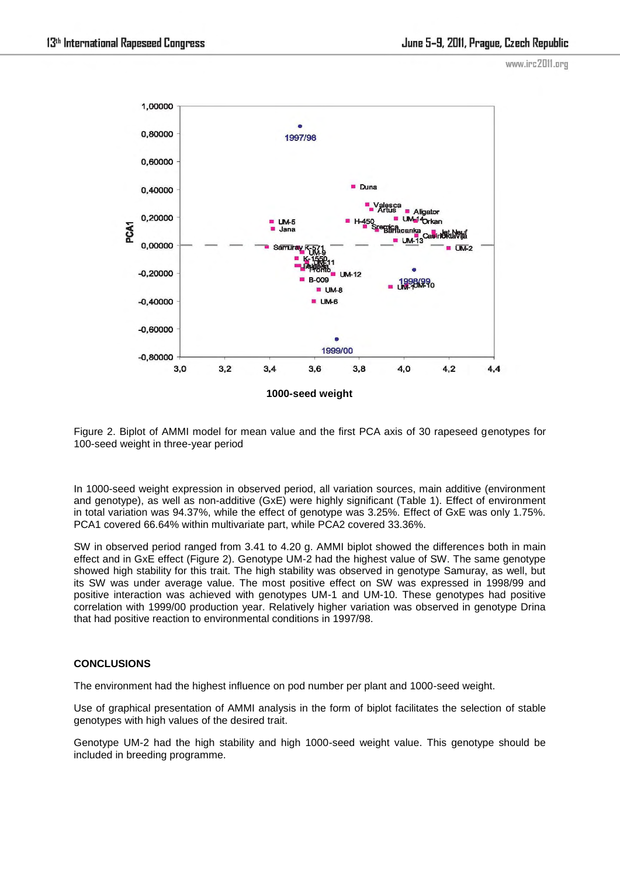Figure 2. Biplot of AMMI model for mean value and the first PCA axis of 30 rapeseed genotypes for 100-seed weight in three-year period

In 1000-seed weight expression in observed period, all variation sources, main additive (environment and genotype), as well as non-additive (GxE) were highly significant (Table 1). Effect of environment in total variation was 94.37%, while the effect of genotype was 3.25%. Effect of GxE was only 1.75%. PCA1 covered 66.64% within multivariate part, while PCA2 covered 33.36%.

SW in observed period ranged from 3.41 to 4.20 g. AMMI biplot showed the differences both in main effect and in GxE effect (Figure 2). Genotype UM-2 had the highest value of SW. The same genotype showed high stability for this trait. The high stability was observed in genotype Samuray, as well, but its SW was under average value. The most positive effect on SW was expressed in 1998/99 and positive interaction was achieved with genotypes UM-1 and UM-10. These genotypes had positive correlation with 1999/00 production year. Relatively higher variation was observed in genotype Drina that had positive reaction to environmental conditions in 1997/98.

## CONCLUSIONS

The environment had the highest influence on pod number per plant and 1000-seed weight.

Use of graphical presentation of AMMI analysis in the form of biplot facilitates the selection of stable genotypes with high values of the desired trait.

Genotype UM-2 had the high stability and high 1000-seed weight value. This genotype should be included in breeding programme.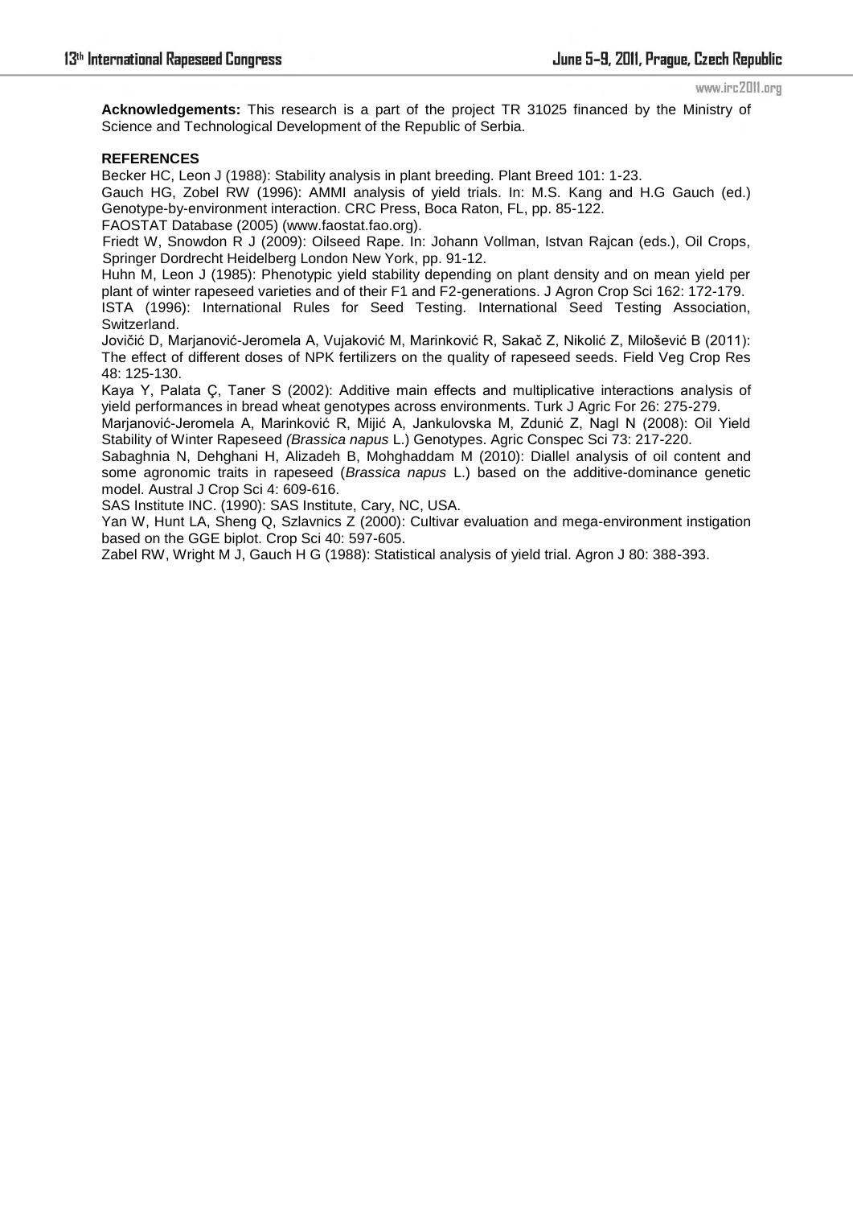**Acknowledgements:** This research is a part of the project TR 31025 financed by the Ministry of Science and Technological Development of the Republic of Serbia.

**REFERENCES**

Becker HC, Leon J (1988): Stability analysis in plant breeding. Plant Breed 101: 1-23.

Gauch HG, Zobel RW (1996): AMMI analysis of yield trials. In: M.S. Kang and H.G Gauch (ed.) Genotype-by-environment interaction. CRC Press, Boca Raton, FL, pp. 85-122.

FAOSTAT Database (2005) (www.faostat.fao.org).

Friedt W, Snowdon R J (2009): Oilseed Rape. In: Johann Vollman, Istvan Rajcan (eds.), Oil Crops, Springer Dordrecht Heidelberg London New York, pp. 91-12.

Huhn M, Leon J (1985): Phenotypic yield stability depending on plant density and on mean yield per plant of winter rapeseed varieties and of their F1 and F2-generations. J Agron Crop Sci 162: 172-179.

ISTA (1996): International Rules for Seed Testing. International Seed Testing Association, Switzerland.

Jovičić D, Marjanović-Jeromela A, Vujaković M, Marinković R, Sakač Z, Nikolić Z, Milošević B (2011): The effect of different doses of NPK fertilizers on the quality of rapeseed seeds. Field Veg Crop Res 48: 125-130.

Kaya Y, Palata Ç, Taner S (2002): Additive main effects and multiplicative interactions analysis of yield performances in bread wheat genotypes across environments. Turk J Agric For 26: 275-279.

Marjanović-Jeromela A, Marinković R, Mijić A, Jankulovska M, Zdunić Z, Nagl N (2008): Oil Yield Stability of Winter Rapeseed *(Brassica napus* L.) Genotypes. Agric Conspec Sci 73: 217-220.

Sabaghnia N, Dehghani H, Alizadeh B, Mohghaddam M (2010): Diallel analysis of oil content and some agronomic traits in rapeseed (*Brassica napus* L.) based on the additive-dominance genetic model. Austral J Crop Sci 4: 609-616.

SAS Institute INC. (1990): SAS Institute, Cary, NC, USA.

Yan W, Hunt LA, Sheng Q, Szlavnics Z (2000): Cultivar evaluation and mega-environment instigation based on the GGE biplot. Crop Sci 40: 597-605.

Zabel RW, Wright M J, Gauch H G (1988): Statistical analysis of yield trial. Agron J 80: 388-393.